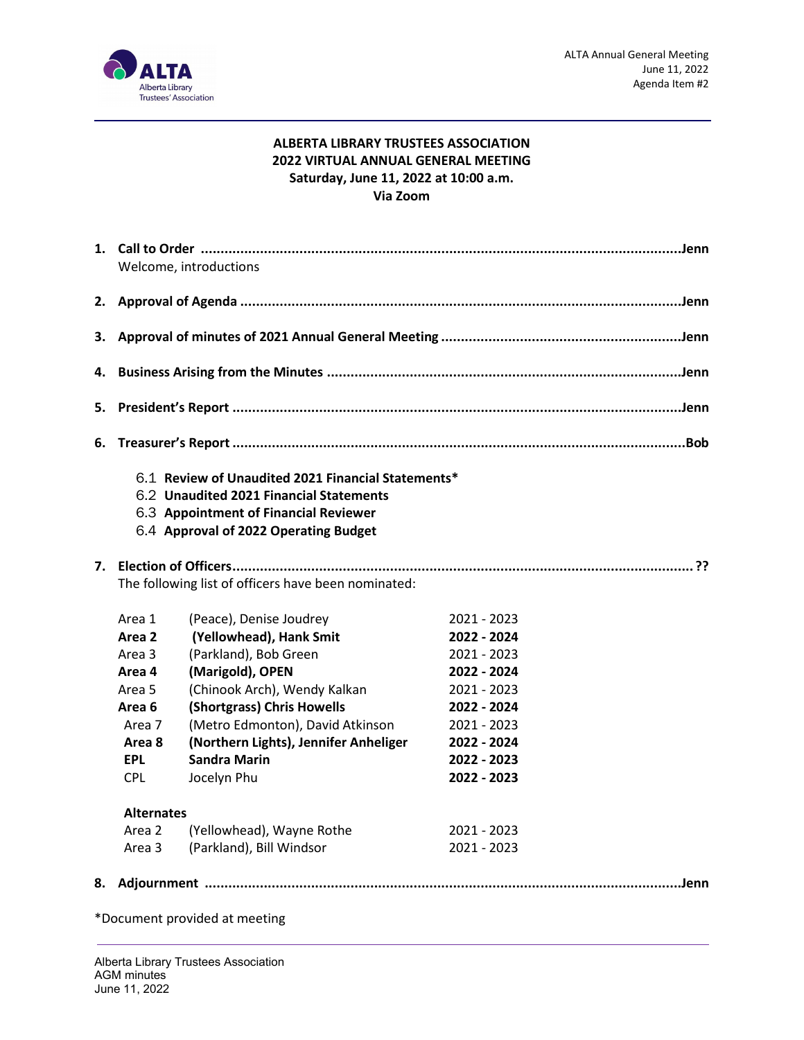ALTA Annual General Meeting
June 11, 2022
Agenda Item #2

# ALBERTA LIBRARY TRUSTEES ASSOCIATION
## 2022 VIRTUAL ANNUAL GENERAL MEETING
**Saturday, June 11, 2022 at 10:00 a.m.**
**Via Zoom**

1. **Call to Order** ........................................................ **Jenn**
   Welcome, introductions

2. **Approval of Agenda** ........................................................ **Jenn**

3. **Approval of minutes of 2021 Annual General Meeting** ........................................................ **Jenn**

4. **Business Arising from the Minutes** ........................................................ **Jenn**

5. **President's Report** ........................................................ **Jenn**

6. **Treasurer's Report** ........................................................ **Bob**

   6.1 **Review of Unaudited 2021 Financial Statements***
   6.2 **Unaudited 2021 Financial Statements**
   6.3 **Appointment of Financial Reviewer**
   6.4 **Approval of 2022 Operating Budget**

7. **Election of Officers**........................................................ **??**
   The following list of officers have been nominated:

| | | |
|---|---|---|
| Area 1 | (Peace), Denise Joudrey | 2021 - 2023 |
| **Area 2** | **(Yellowhead), Hank Smit** | **2022 - 2024** |
| Area 3 | (Parkland), Bob Green | 2021 - 2023 |
| **Area 4** | **(Marigold), OPEN** | **2022 - 2024** |
| Area 5 | (Chinook Arch), Wendy Kalkan | 2021 - 2023 |
| **Area 6** | **(Shortgrass) Chris Howells** | **2022 - 2024** |
| Area 7 | (Metro Edmonton), David Atkinson | 2021 - 2023 |
| **Area 8** | **(Northern Lights), Jennifer Anheliger** | **2022 - 2024** |
| **EPL** | **Sandra Marin** | **2022 - 2023** |
| CPL | Jocelyn Phu | **2022 - 2023** |

**Alternates**

| | | |
|---|---|---|
| Area 2 | (Yellowhead), Wayne Rothe | 2021 - 2023 |
| Area 3 | (Parkland), Bill Windsor | 2021 - 2023 |

8. **Adjournment** ........................................................ **Jenn**

*Document provided at meeting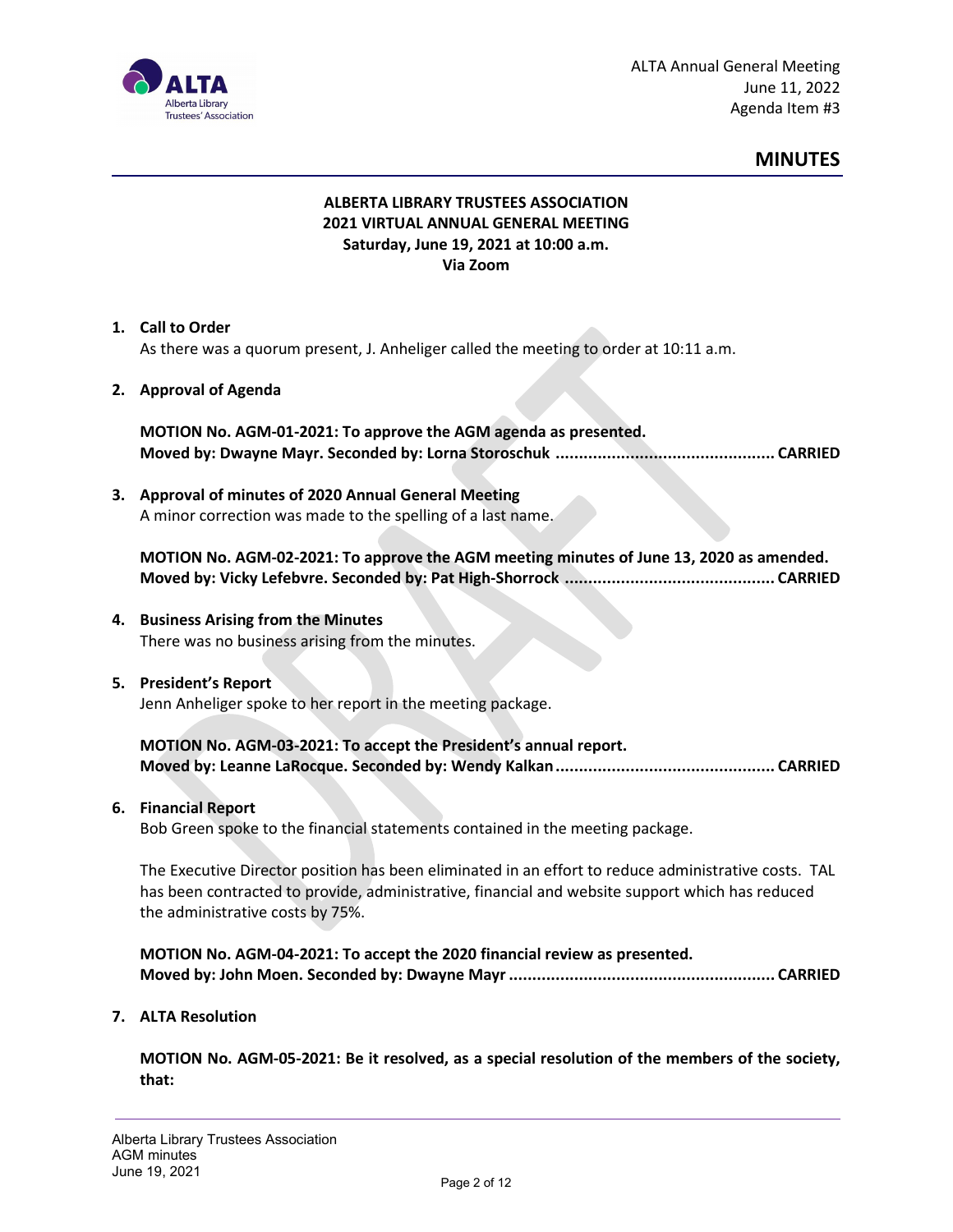ALTA Annual General Meeting
June 11, 2022
Agenda Item #3

## MINUTES

**ALBERTA LIBRARY TRUSTEES ASSOCIATION**
**2021 VIRTUAL ANNUAL GENERAL MEETING**
**Saturday, June 19, 2021 at 10:00 a.m.**
**Via Zoom**

1. **Call to Order**
   As there was a quorum present, J. Anheliger called the meeting to order at 10:11 a.m.

2. **Approval of Agenda**

   **MOTION No. AGM-01-2021: To approve the AGM agenda as presented.**
   **Moved by: Dwayne Mayr. Seconded by: Lorna Storoschuk ............................................. CARRIED**

3. **Approval of minutes of 2020 Annual General Meeting**
   A minor correction was made to the spelling of a last name.

   **MOTION No. AGM-02-2021: To approve the AGM meeting minutes of June 13, 2020 as amended.**
   **Moved by: Vicky Lefebvre. Seconded by: Pat High-Shorrock ............................................ CARRIED**

4. **Business Arising from the Minutes**
   There was no business arising from the minutes.

5. **President's Report**
   Jenn Anheliger spoke to her report in the meeting package.

   **MOTION No. AGM-03-2021: To accept the President's annual report.**
   **Moved by: Leanne LaRocque. Seconded by: Wendy Kalkan .............................................. CARRIED**

6. **Financial Report**
   Bob Green spoke to the financial statements contained in the meeting package.

   The Executive Director position has been eliminated in an effort to reduce administrative costs. TAL has been contracted to provide, administrative, financial and website support which has reduced the administrative costs by 75%.

   **MOTION No. AGM-04-2021: To accept the 2020 financial review as presented.**
   **Moved by: John Moen. Seconded by: Dwayne Mayr ....................................................... CARRIED**

7. **ALTA Resolution**

   **MOTION No. AGM-05-2021: Be it resolved, as a special resolution of the members of the society, that:**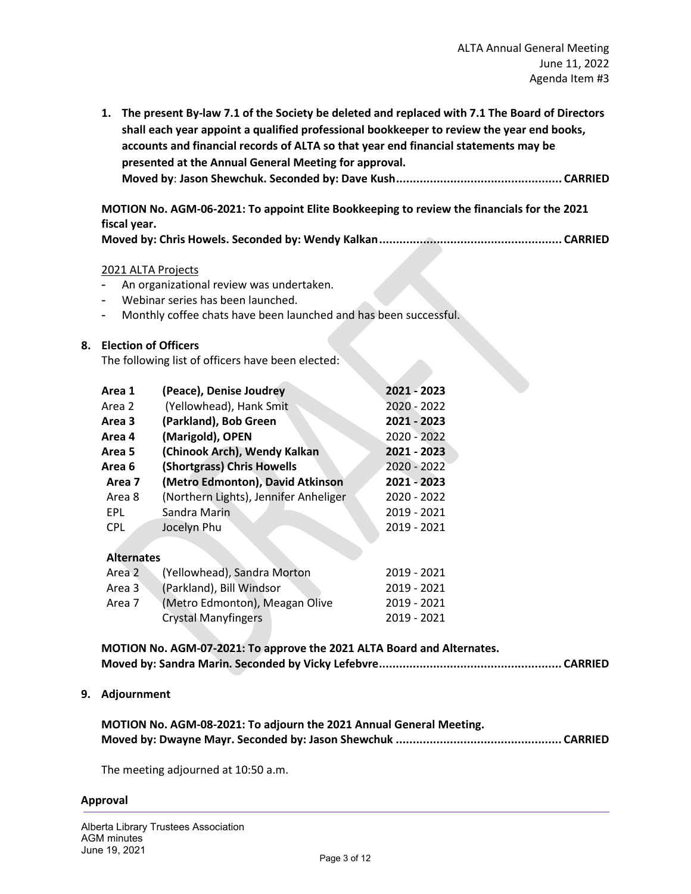1. **The present By-law 7.1 of the Society be deleted and replaced with 7.1 The Board of Directors shall each year appoint a qualified professional bookkeeper to review the year end books, accounts and financial records of ALTA so that year end financial statements may be presented at the Annual General Meeting for approval.**
   **Moved by: Jason Shewchuk. Seconded by: Dave Kush................................................. CARRIED**

**MOTION No. AGM-06-2021: To appoint Elite Bookkeeping to review the financials for the 2021 fiscal year.**
**Moved by: Chris Howels. Seconded by: Wendy Kalkan...................................................... CARRIED**

2021 ALTA Projects

- An organizational review was undertaken.
- Webinar series has been launched.
- Monthly coffee chats have been launched and has been successful.

**8. Election of Officers**

The following list of officers have been elected:

| | | |
|---|---|---|
| **Area 1** | **(Peace), Denise Joudrey** | **2021 - 2023** |
| Area 2 | (Yellowhead), Hank Smit | 2020 - 2022 |
| **Area 3** | **(Parkland), Bob Green** | **2021 - 2023** |
| **Area 4** | **(Marigold), OPEN** | 2020 - 2022 |
| **Area 5** | **(Chinook Arch), Wendy Kalkan** | **2021 - 2023** |
| **Area 6** | **(Shortgrass) Chris Howells** | 2020 - 2022 |
| **Area 7** | **(Metro Edmonton), David Atkinson** | **2021 - 2023** |
| Area 8 | (Northern Lights), Jennifer Anheliger | 2020 - 2022 |
| EPL | Sandra Marin | 2019 - 2021 |
| CPL | Jocelyn Phu | 2019 - 2021 |

**Alternates**

| | | |
|---|---|---|
| Area 2 | (Yellowhead), Sandra Morton | 2019 - 2021 |
| Area 3 | (Parkland), Bill Windsor | 2019 - 2021 |
| Area 7 | (Metro Edmonton), Meagan Olive | 2019 - 2021 |
| | Crystal Manyfingers | 2019 - 2021 |

**MOTION No. AGM-07-2021: To approve the 2021 ALTA Board and Alternates.**
**Moved by: Sandra Marin. Seconded by Vicky Lefebvre...................................................... CARRIED**

**9. Adjournment**

**MOTION No. AGM-08-2021: To adjourn the 2021 Annual General Meeting.**
**Moved by: Dwayne Mayr. Seconded by: Jason Shewchuk ................................................. CARRIED**

The meeting adjourned at 10:50 a.m.

**Approval**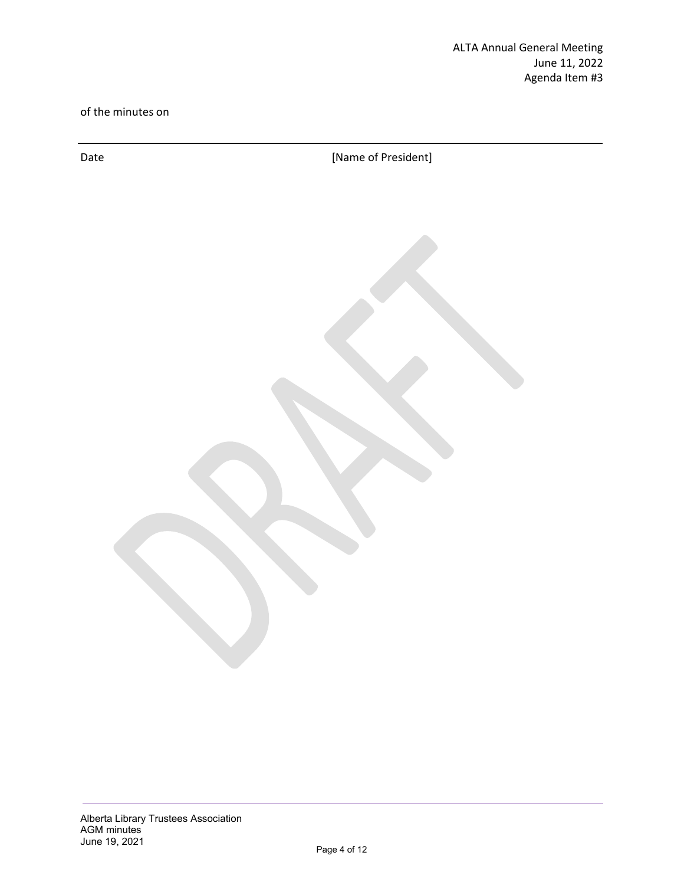of the minutes on

______________________________________________________________________

Date [Name of President]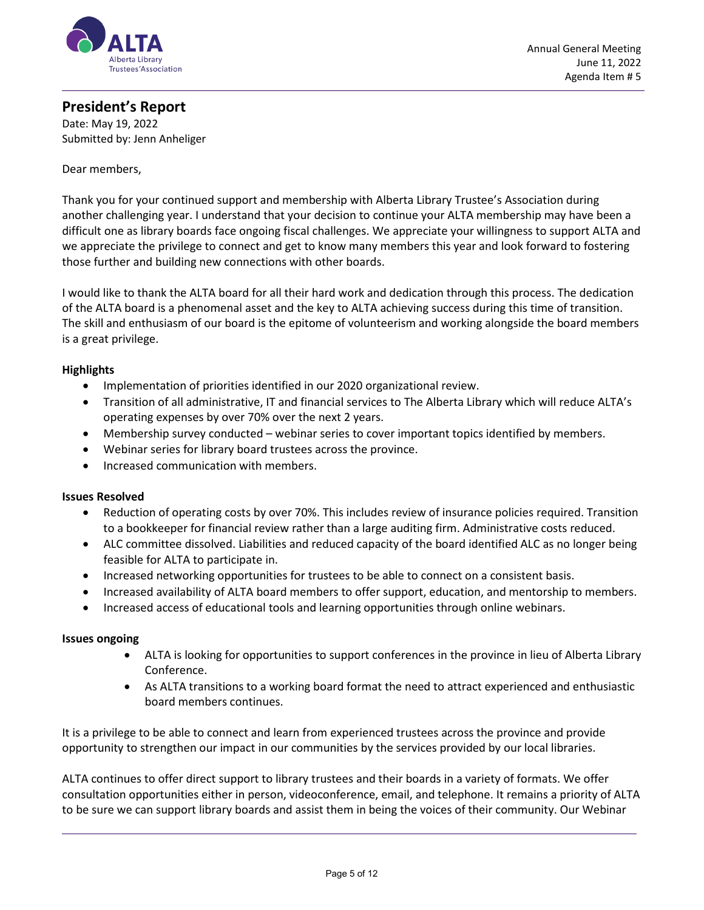Annual General Meeting
June 11, 2022
Agenda Item # 5

## President's Report

Date: May 19, 2022
Submitted by: Jenn Anheliger

Dear members,

Thank you for your continued support and membership with Alberta Library Trustee's Association during another challenging year. I understand that your decision to continue your ALTA membership may have been a difficult one as library boards face ongoing fiscal challenges. We appreciate your willingness to support ALTA and we appreciate the privilege to connect and get to know many members this year and look forward to fostering those further and building new connections with other boards.

I would like to thank the ALTA board for all their hard work and dedication through this process. The dedication of the ALTA board is a phenomenal asset and the key to ALTA achieving success during this time of transition. The skill and enthusiasm of our board is the epitome of volunteerism and working alongside the board members is a great privilege.

**Highlights**

- Implementation of priorities identified in our 2020 organizational review.
- Transition of all administrative, IT and financial services to The Alberta Library which will reduce ALTA's operating expenses by over 70% over the next 2 years.
- Membership survey conducted – webinar series to cover important topics identified by members.
- Webinar series for library board trustees across the province.
- Increased communication with members.

**Issues Resolved**

- Reduction of operating costs by over 70%. This includes review of insurance policies required. Transition to a bookkeeper for financial review rather than a large auditing firm. Administrative costs reduced.
- ALC committee dissolved. Liabilities and reduced capacity of the board identified ALC as no longer being feasible for ALTA to participate in.
- Increased networking opportunities for trustees to be able to connect on a consistent basis.
- Increased availability of ALTA board members to offer support, education, and mentorship to members.
- Increased access of educational tools and learning opportunities through online webinars.

**Issues ongoing**

- ALTA is looking for opportunities to support conferences in the province in lieu of Alberta Library Conference.
- As ALTA transitions to a working board format the need to attract experienced and enthusiastic board members continues.

It is a privilege to be able to connect and learn from experienced trustees across the province and provide opportunity to strengthen our impact in our communities by the services provided by our local libraries.

ALTA continues to offer direct support to library trustees and their boards in a variety of formats. We offer consultation opportunities either in person, videoconference, email, and telephone. It remains a priority of ALTA to be sure we can support library boards and assist them in being the voices of their community. Our Webinar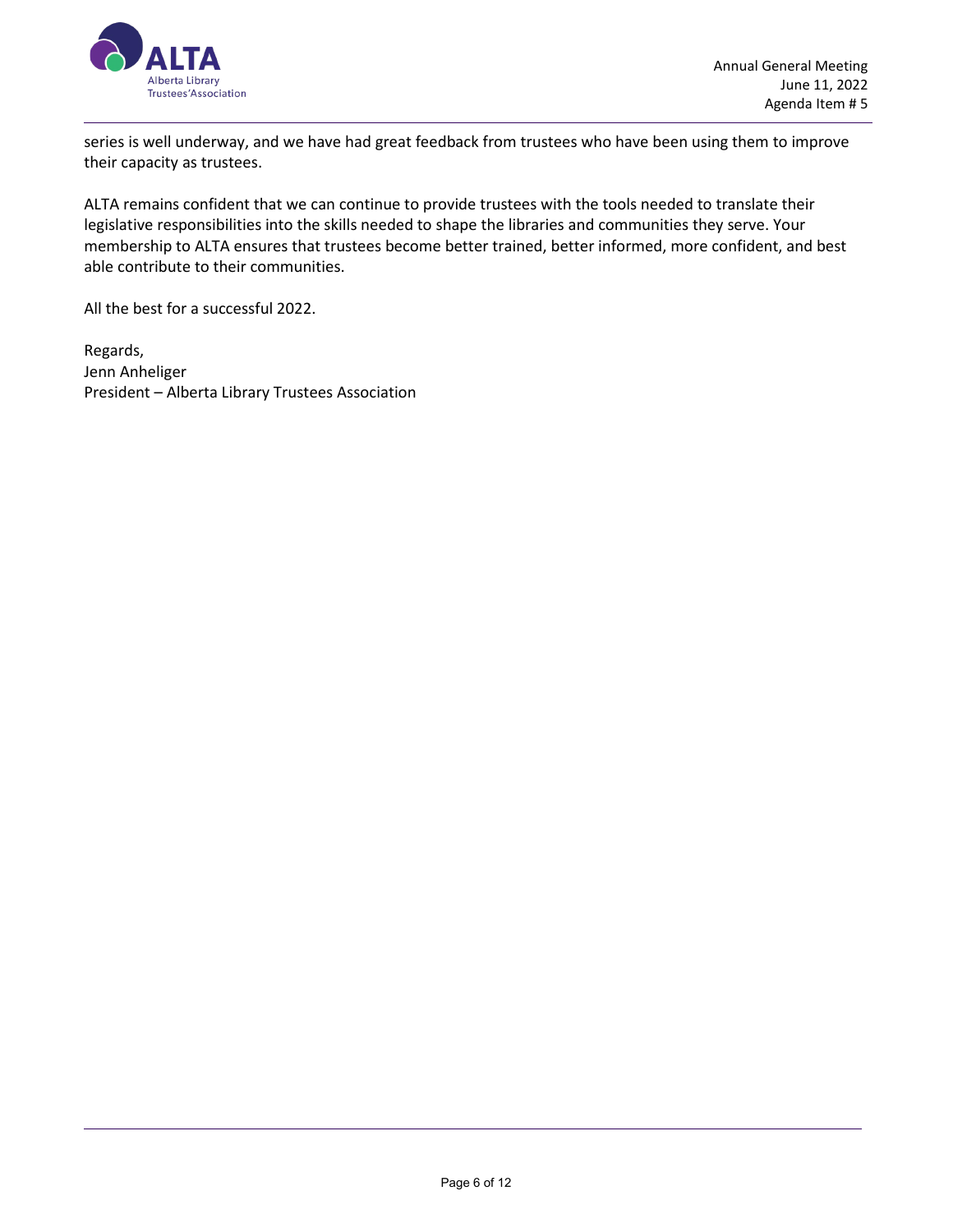series is well underway, and we have had great feedback from trustees who have been using them to improve their capacity as trustees.

ALTA remains confident that we can continue to provide trustees with the tools needed to translate their legislative responsibilities into the skills needed to shape the libraries and communities they serve. Your membership to ALTA ensures that trustees become better trained, better informed, more confident, and best able contribute to their communities.

All the best for a successful 2022.

Regards,  
Jenn Anheliger  
President – Alberta Library Trustees Association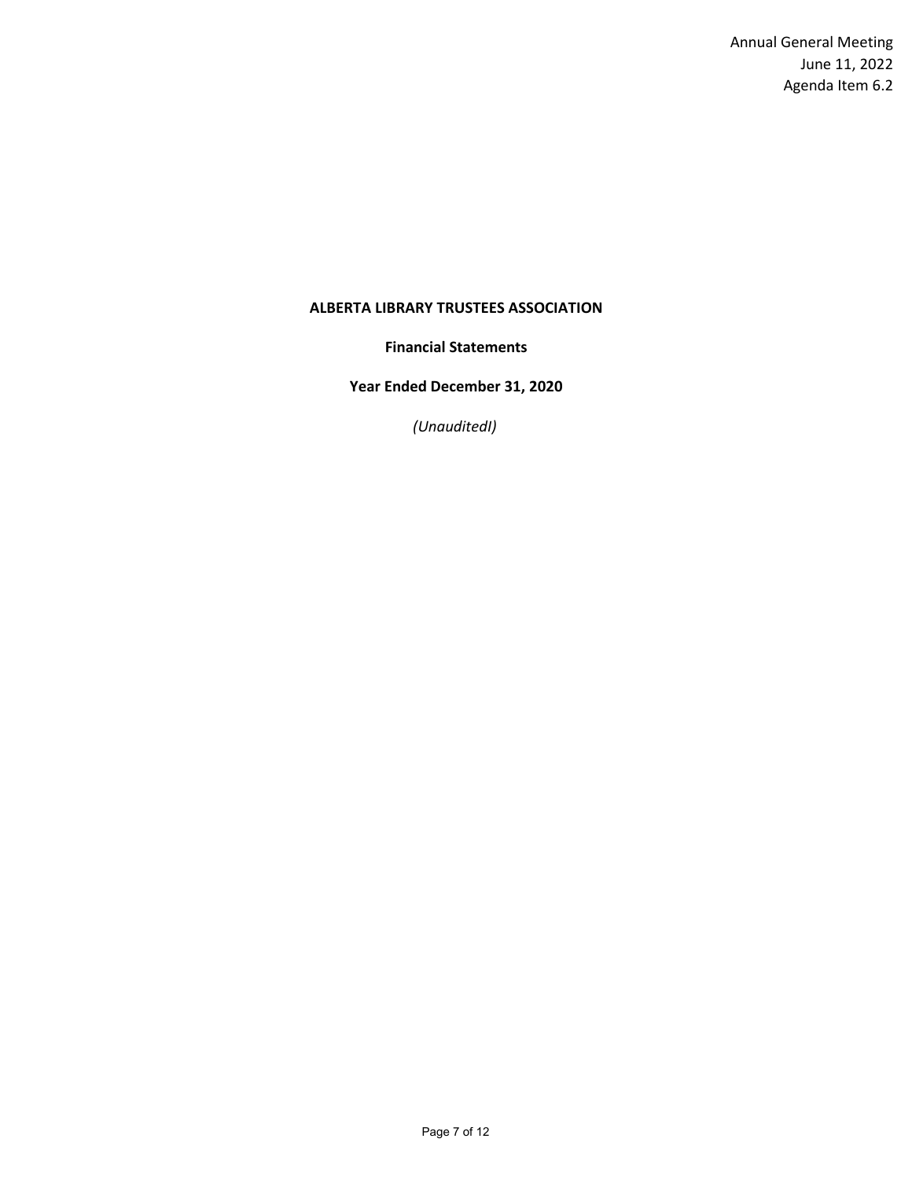Annual General Meeting
June 11, 2022
Agenda Item 6.2

# ALBERTA LIBRARY TRUSTEES ASSOCIATION

## Financial Statements

## Year Ended December 31, 2020

*(UnauditedI)*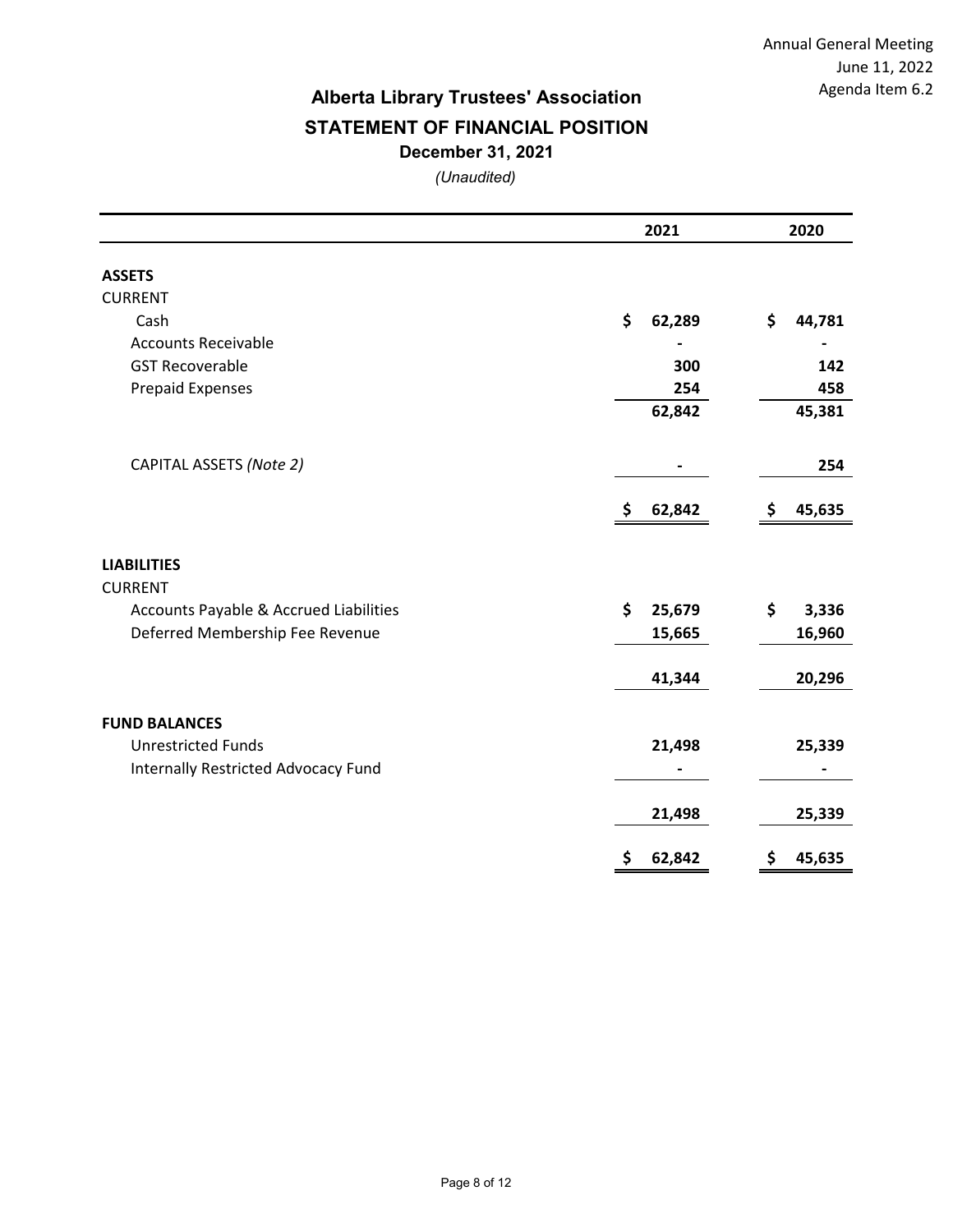Annual General Meeting
June 11, 2022
Agenda Item 6.2

# Alberta Library Trustees' Association

## STATEMENT OF FINANCIAL POSITION

### December 31, 2021

*(Unaudited)*

| | 2021 | 2020 |
|---|---|---|
| **ASSETS** | | |
| CURRENT | | |
| Cash | $ 62,289 | $ 44,781 |
| Accounts Receivable | - | - |
| GST Recoverable | 300 | 142 |
| Prepaid Expenses | 254 | 458 |
| | 62,842 | 45,381 |
| CAPITAL ASSETS *(Note 2)* | - | 254 |
| | $ 62,842 | $ 45,635 |
| **LIABILITIES** | | |
| CURRENT | | |
| Accounts Payable & Accrued Liabilities | $ 25,679 | $ 3,336 |
| Deferred Membership Fee Revenue | 15,665 | 16,960 |
| | 41,344 | 20,296 |
| **FUND BALANCES** | | |
| Unrestricted Funds | 21,498 | 25,339 |
| Internally Restricted Advocacy Fund | - | - |
| | 21,498 | 25,339 |
| | $ 62,842 | $ 45,635 |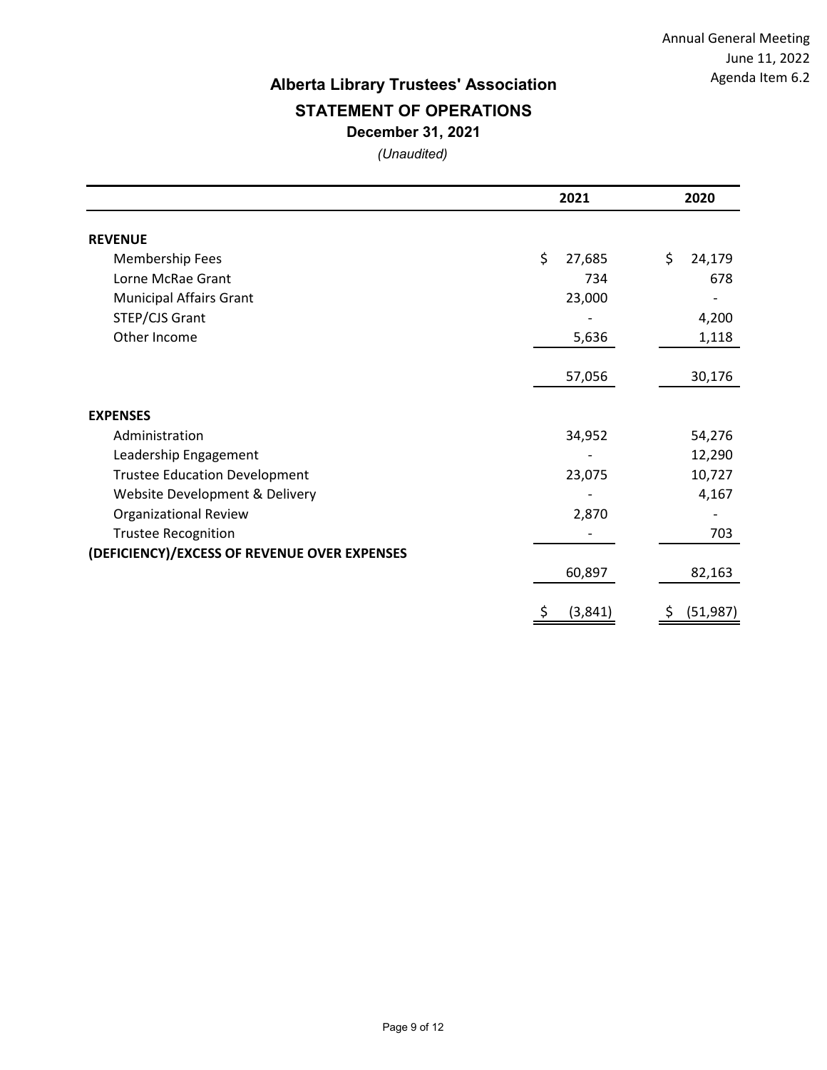Annual General Meeting
June 11, 2022
Agenda Item 6.2

# Alberta Library Trustees' Association

## STATEMENT OF OPERATIONS

### December 31, 2021

*(Unaudited)*

| | 2021 | 2020 |
|---|---|---|
| **REVENUE** | | |
| Membership Fees | $ 27,685 | $ 24,179 |
| Lorne McRae Grant | 734 | 678 |
| Municipal Affairs Grant | 23,000 | - |
| STEP/CJS Grant | - | 4,200 |
| Other Income | 5,636 | 1,118 |
| | 57,056 | 30,176 |
| **EXPENSES** | | |
| Administration | 34,952 | 54,276 |
| Leadership Engagement | - | 12,290 |
| Trustee Education Development | 23,075 | 10,727 |
| Website Development & Delivery | - | 4,167 |
| Organizational Review | 2,870 | - |
| Trustee Recognition | - | 703 |
| | 60,897 | 82,163 |
| **(DEFICIENCY)/EXCESS OF REVENUE OVER EXPENSES** | $ (3,841) | $ (51,987) |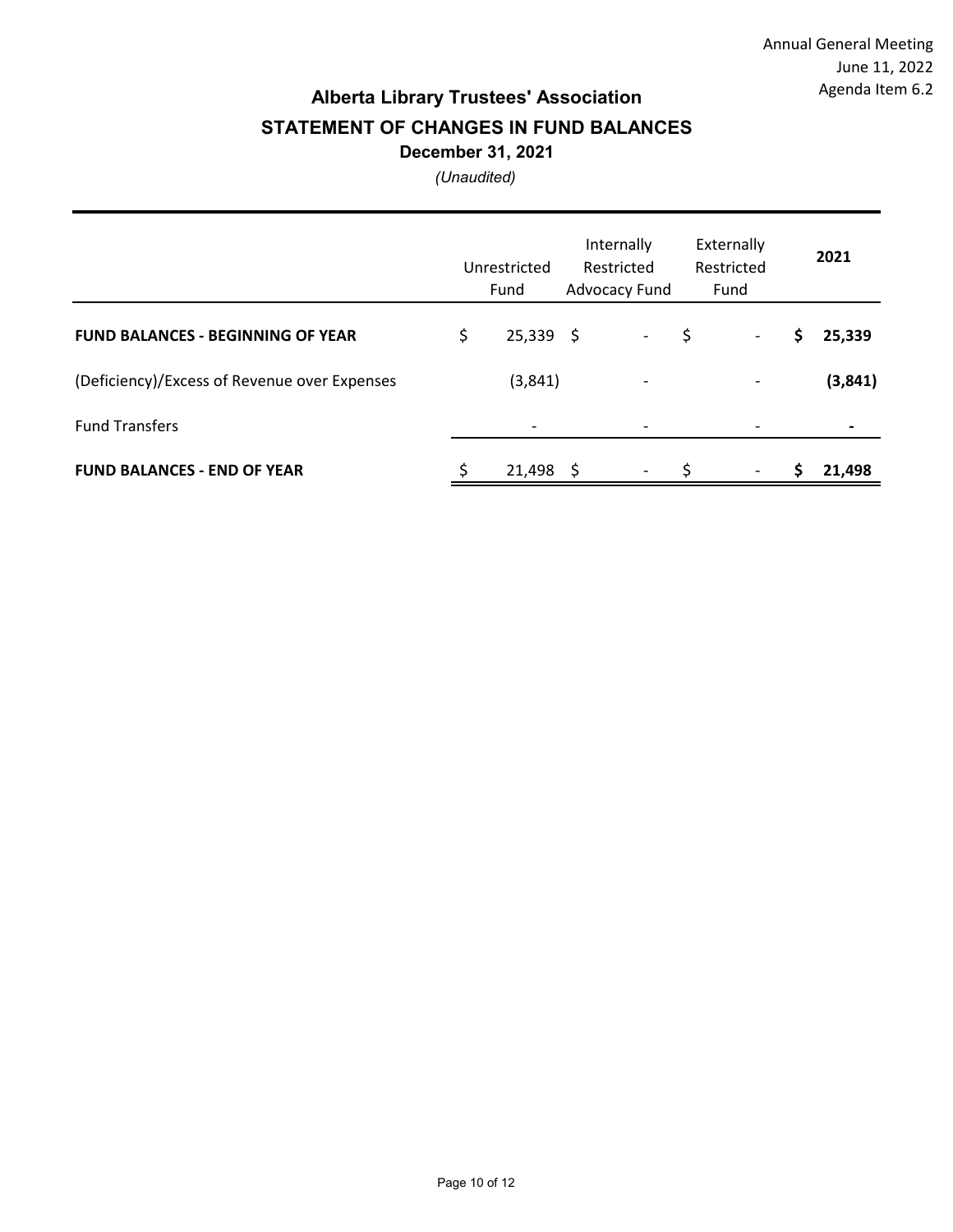Annual General Meeting
June 11, 2022
Agenda Item 6.2

# Alberta Library Trustees' Association

## STATEMENT OF CHANGES IN FUND BALANCES

### December 31, 2021

*(Unaudited)*

| | Unrestricted Fund | Internally Restricted Advocacy Fund | Externally Restricted Fund | **2021** |
|---|---|---|---|---|
| **FUND BALANCES - BEGINNING OF YEAR** | $ 25,339 | $ - | $ - | **$ 25,339** |
| (Deficiency)/Excess of Revenue over Expenses | (3,841) | - | - | **(3,841)** |
| Fund Transfers | - | - | - | **-** |
| **FUND BALANCES - END OF YEAR** | $ 21,498 | $ - | $ - | **$ 21,498** |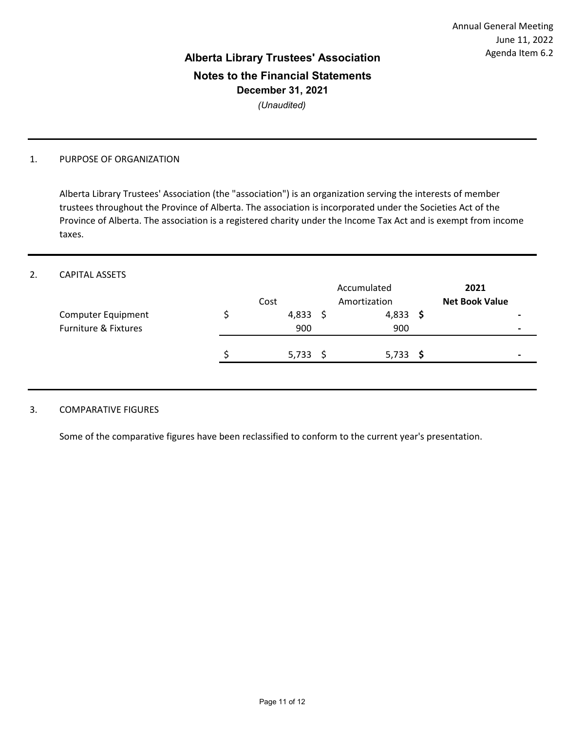Annual General Meeting
June 11, 2022
Agenda Item 6.2

# Alberta Library Trustees' Association

## Notes to the Financial Statements

### December 31, 2021

*(Unaudited)*

1. PURPOSE OF ORGANIZATION

Alberta Library Trustees' Association (the "association") is an organization serving the interests of member trustees throughout the Province of Alberta. The association is incorporated under the Societies Act of the Province of Alberta. The association is a registered charity under the Income Tax Act and is exempt from income taxes.

2. CAPITAL ASSETS

| | Cost | Accumulated Amortization | **2021 Net Book Value** |
|---|---|---|---|
| Computer Equipment | $ 4,833 | $ 4,833 | **$ -** |
| Furniture & Fixtures | 900 | 900 | - |
| | $ 5,733 | $ 5,733 | **$ -** |

3. COMPARATIVE FIGURES

Some of the comparative figures have been reclassified to conform to the current year's presentation.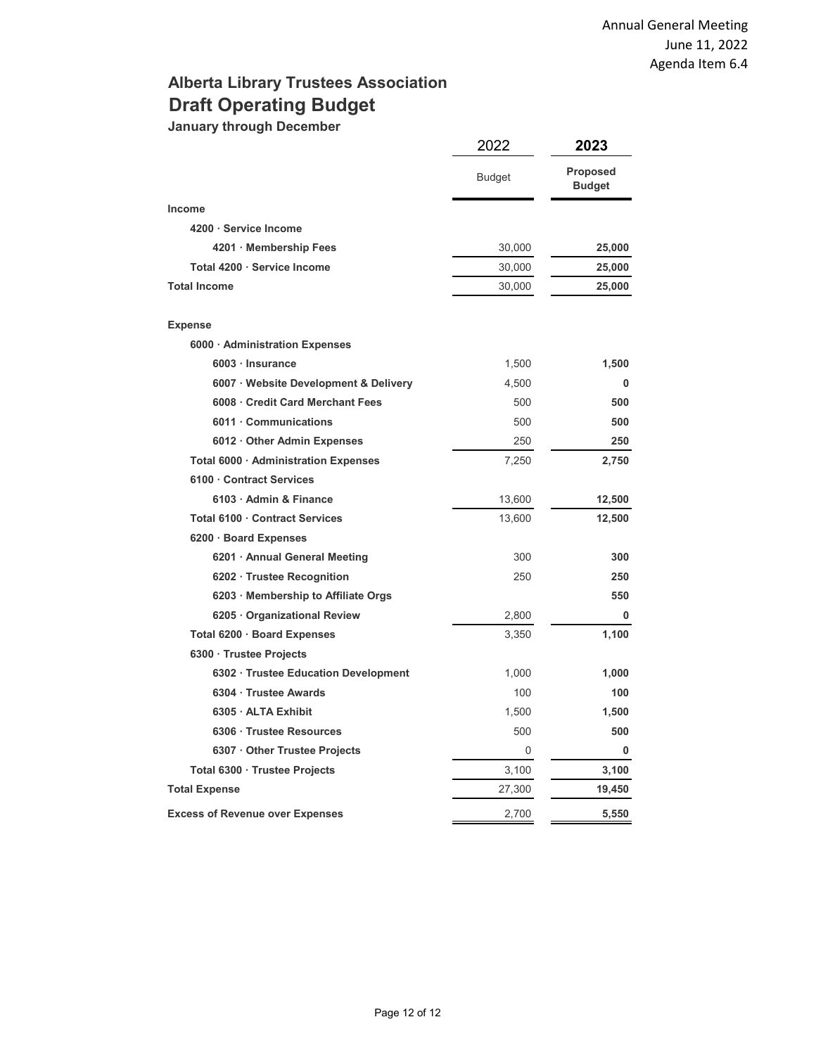Annual General Meeting
June 11, 2022
Agenda Item 6.4

# Alberta Library Trustees Association

## Draft Operating Budget

**January through December**

| | 2022 Budget | **2023 Proposed Budget** |
|---|---|---|
| **Income** | | |
| **4200 · Service Income** | | |
| **4201 · Membership Fees** | 30,000 | **25,000** |
| **Total 4200 · Service Income** | 30,000 | **25,000** |
| **Total Income** | 30,000 | **25,000** |
| | | |
| **Expense** | | |
| **6000 · Administration Expenses** | | |
| **6003 · Insurance** | 1,500 | **1,500** |
| **6007 · Website Development & Delivery** | 4,500 | **0** |
| **6008 · Credit Card Merchant Fees** | 500 | **500** |
| **6011 · Communications** | 500 | **500** |
| **6012 · Other Admin Expenses** | 250 | **250** |
| **Total 6000 · Administration Expenses** | 7,250 | **2,750** |
| **6100 · Contract Services** | | |
| **6103 · Admin & Finance** | 13,600 | **12,500** |
| **Total 6100 · Contract Services** | 13,600 | **12,500** |
| **6200 · Board Expenses** | | |
| **6201 · Annual General Meeting** | 300 | **300** |
| **6202 · Trustee Recognition** | 250 | **250** |
| **6203 · Membership to Affiliate Orgs** | | **550** |
| **6205 · Organizational Review** | 2,800 | **0** |
| **Total 6200 · Board Expenses** | 3,350 | **1,100** |
| **6300 · Trustee Projects** | | |
| **6302 · Trustee Education Development** | 1,000 | **1,000** |
| **6304 · Trustee Awards** | 100 | **100** |
| **6305 · ALTA Exhibit** | 1,500 | **1,500** |
| **6306 · Trustee Resources** | 500 | **500** |
| **6307 · Other Trustee Projects** | 0 | **0** |
| **Total 6300 · Trustee Projects** | 3,100 | **3,100** |
| **Total Expense** | 27,300 | **19,450** |
| **Excess of Revenue over Expenses** | 2,700 | **5,550** |